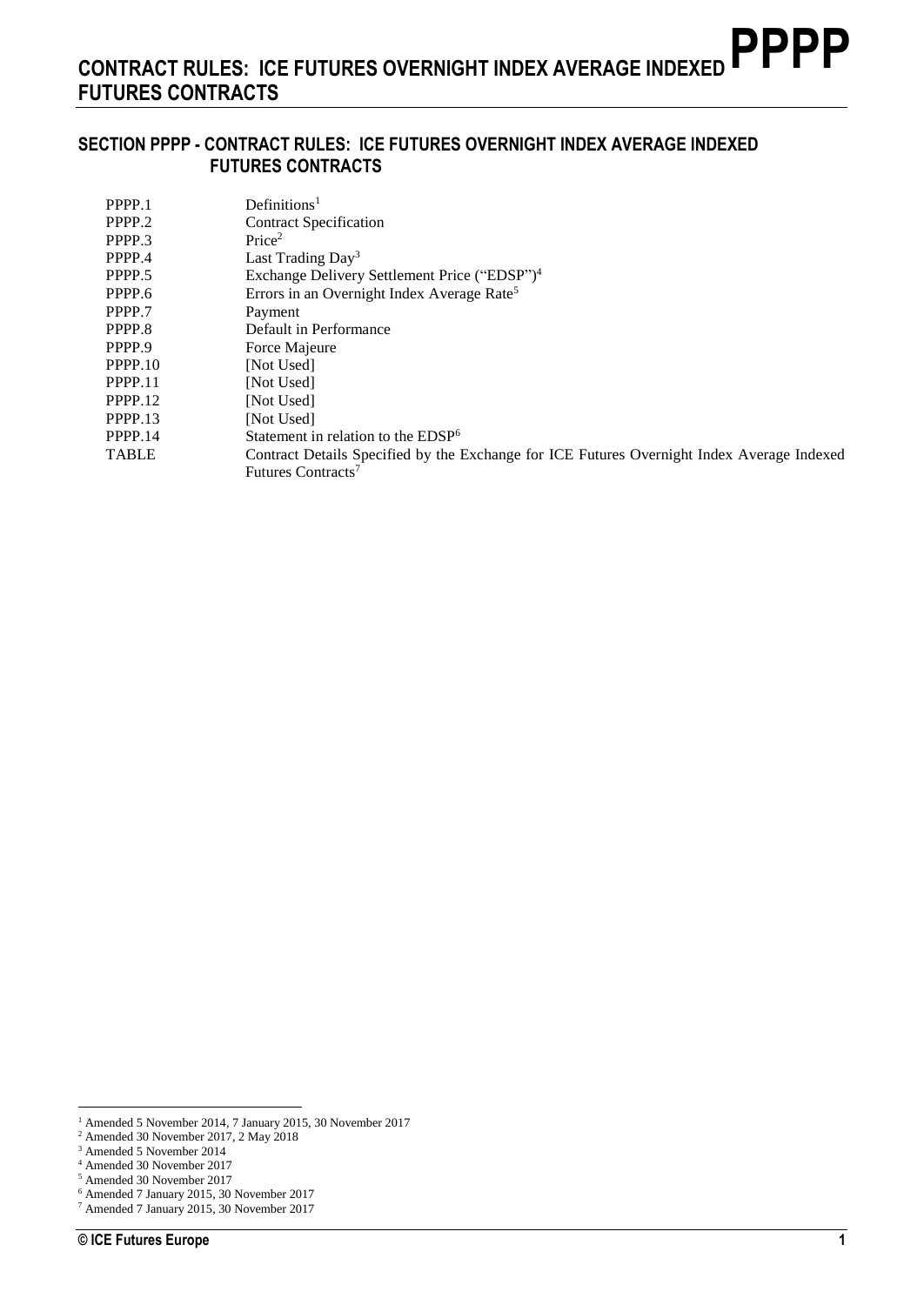## SECTION PPPP - CONTRACT RULES: ICE FUTURES OVERNIGHT INDEX AVERAGE INDEXED FUTURES CONTRACTS

| | |
|---|---|
| PPPP.1 | Definitions[1] |
| PPPP.2 | Contract Specification |
| PPPP.3 | Price[2] |
| PPPP.4 | Last Trading Day[3] |
| PPPP.5 | Exchange Delivery Settlement Price ("EDSP")[4] |
| PPPP.6 | Errors in an Overnight Index Average Rate[5] |
| PPPP.7 | Payment |
| PPPP.8 | Default in Performance |
| PPPP.9 | Force Majeure |
| PPPP.10 | [Not Used] |
| PPPP.11 | [Not Used] |
| PPPP.12 | [Not Used] |
| PPPP.13 | [Not Used] |
| PPPP.14 | Statement in relation to the EDSP[6] |
| TABLE | Contract Details Specified by the Exchange for ICE Futures Overnight Index Average Indexed Futures Contracts[7] |

[1] Amended 5 November 2014, 7 January 2015, 30 November 2017
[2] Amended 30 November 2017, 2 May 2018
[3] Amended 5 November 2014
[4] Amended 30 November 2017
[5] Amended 30 November 2017
[6] Amended 7 January 2015, 30 November 2017
[7] Amended 7 January 2015, 30 November 2017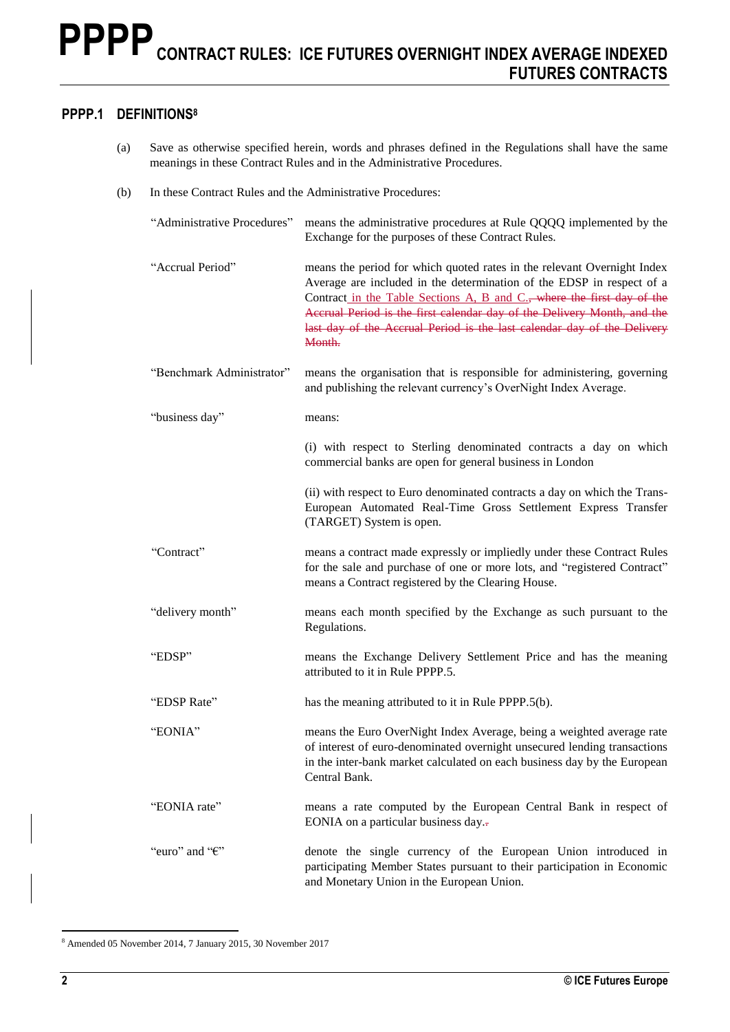# PPPP CONTRACT RULES: ICE FUTURES OVERNIGHT INDEX AVERAGE INDEXED FUTURES CONTRACTS

## PPPP.1 DEFINITIONS[8]

(a) Save as otherwise specified herein, words and phrases defined in the Regulations shall have the same meanings in these Contract Rules and in the Administrative Procedures.

(b) In these Contract Rules and the Administrative Procedures:

| | |
|---|---|
| "Administrative Procedures" | means the administrative procedures at Rule QQQQ implemented by the Exchange for the purposes of these Contract Rules. |
| "Accrual Period" | means the period for which quoted rates in the relevant Overnight Index Average are included in the determination of the EDSP in respect of a Contract in the Table Sections A, B and C., ~~where the first day of the Accrual Period is the first calendar day of the Delivery Month, and the last day of the Accrual Period is the last calendar day of the Delivery Month.~~ |
| "Benchmark Administrator" | means the organisation that is responsible for administering, governing and publishing the relevant currency's OverNight Index Average. |
| "business day" | means:<br><br>(i) with respect to Sterling denominated contracts a day on which commercial banks are open for general business in London<br><br>(ii) with respect to Euro denominated contracts a day on which the Trans-European Automated Real-Time Gross Settlement Express Transfer (TARGET) System is open. |
| "Contract" | means a contract made expressly or impliedly under these Contract Rules for the sale and purchase of one or more lots, and "registered Contract" means a Contract registered by the Clearing House. |
| "delivery month" | means each month specified by the Exchange as such pursuant to the Regulations. |
| "EDSP" | means the Exchange Delivery Settlement Price and has the meaning attributed to it in Rule PPPP.5. |
| "EDSP Rate" | has the meaning attributed to it in Rule PPPP.5(b). |
| "EONIA" | means the Euro OverNight Index Average, being a weighted average rate of interest of euro-denominated overnight unsecured lending transactions in the inter-bank market calculated on each business day by the European Central Bank. |
| "EONIA rate" | means a rate computed by the European Central Bank in respect of EONIA on a particular business day.~~.~~ |
| "euro" and "€" | denote the single currency of the European Union introduced in participating Member States pursuant to their participation in Economic and Monetary Union in the European Union. |

[8] Amended 05 November 2014, 7 January 2015, 30 November 2017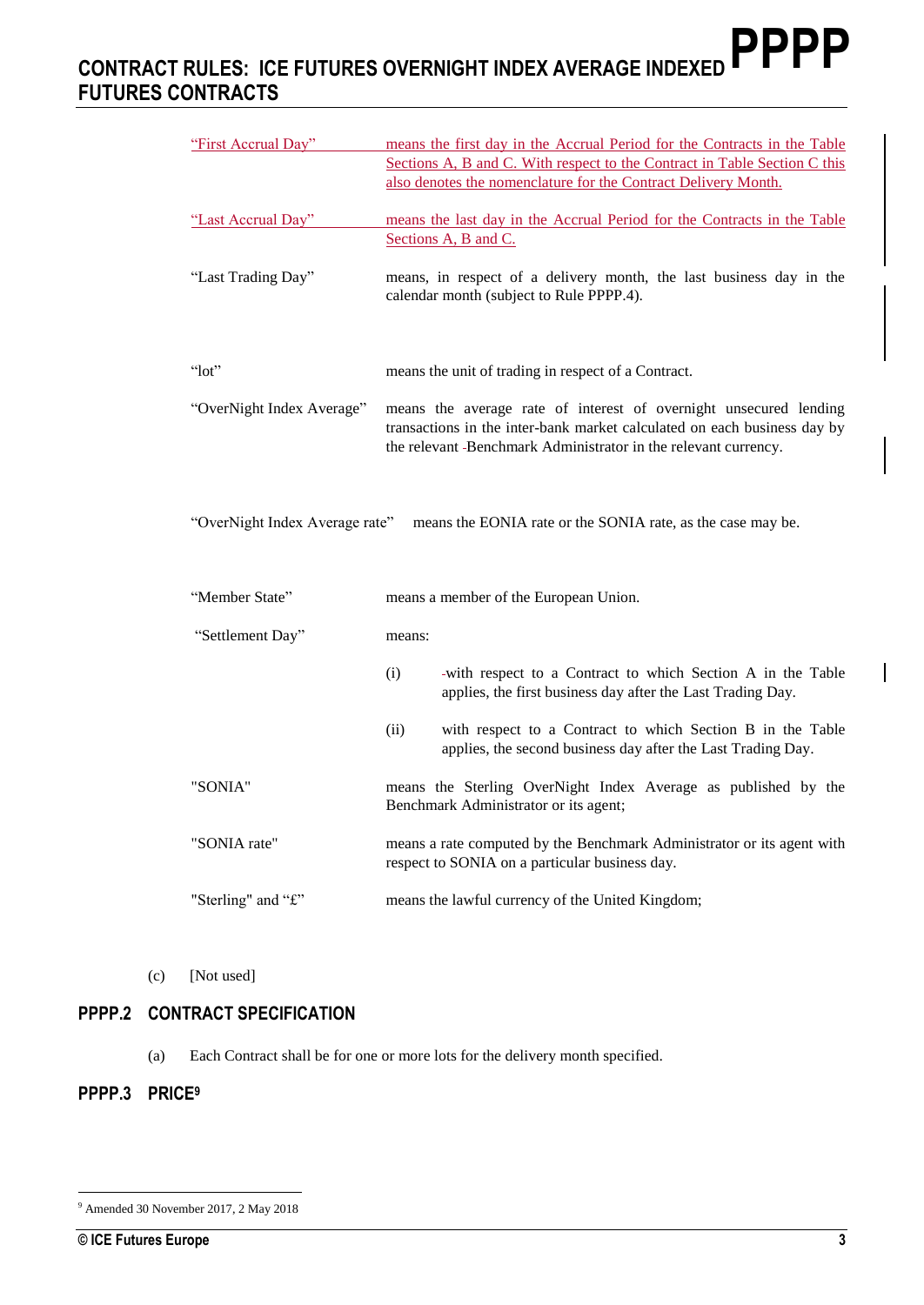| | |
|---|---|
| "First Accrual Day" | means the first day in the Accrual Period for the Contracts in the Table Sections A, B and C. With respect to the Contract in Table Section C this also denotes the nomenclature for the Contract Delivery Month. |
| "Last Accrual Day" | means the last day in the Accrual Period for the Contracts in the Table Sections A, B and C. |
| "Last Trading Day" | means, in respect of a delivery month, the last business day in the calendar month (subject to Rule PPPP.4). |
| "lot" | means the unit of trading in respect of a Contract. |
| "OverNight Index Average" | means the average rate of interest of overnight unsecured lending transactions in the inter-bank market calculated on each business day by the relevant Benchmark Administrator in the relevant currency. |
| "OverNight Index Average rate" | means the EONIA rate or the SONIA rate, as the case may be. |
| "Member State" | means a member of the European Union. |
| "Settlement Day" | means: (i) with respect to a Contract to which Section A in the Table applies, the first business day after the Last Trading Day. (ii) with respect to a Contract to which Section B in the Table applies, the second business day after the Last Trading Day. |
| "SONIA" | means the Sterling OverNight Index Average as published by the Benchmark Administrator or its agent; |
| "SONIA rate" | means a rate computed by the Benchmark Administrator or its agent with respect to SONIA on a particular business day. |
| "Sterling" and "£" | means the lawful currency of the United Kingdom; |

(c) [Not used]

## PPPP.2 CONTRACT SPECIFICATION

(a) Each Contract shall be for one or more lots for the delivery month specified.

## PPPP.3 PRICE[9]

[9] Amended 30 November 2017, 2 May 2018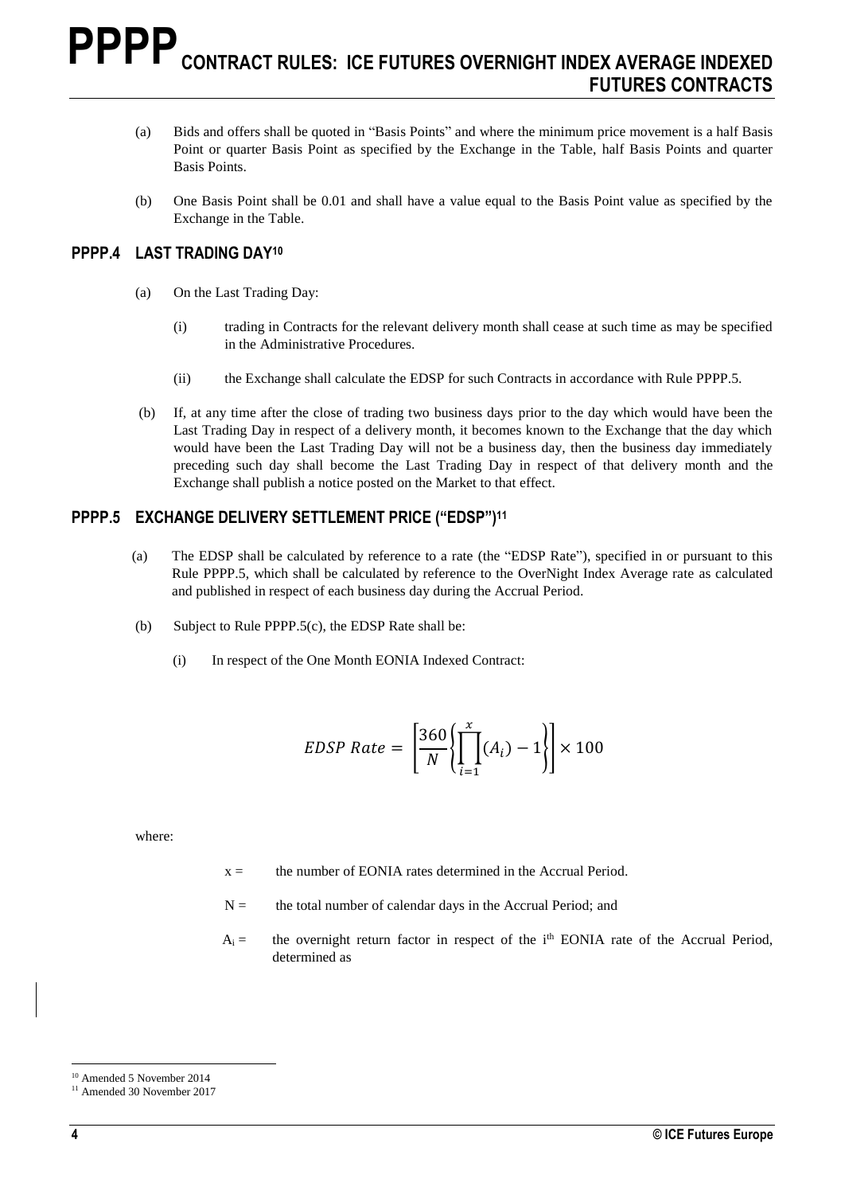(a) Bids and offers shall be quoted in "Basis Points" and where the minimum price movement is a half Basis Point or quarter Basis Point as specified by the Exchange in the Table, half Basis Points and quarter Basis Points.

(b) One Basis Point shall be 0.01 and shall have a value equal to the Basis Point value as specified by the Exchange in the Table.

## PPPP.4 LAST TRADING DAY[10]

(a) On the Last Trading Day:

(i) trading in Contracts for the relevant delivery month shall cease at such time as may be specified in the Administrative Procedures.

(ii) the Exchange shall calculate the EDSP for such Contracts in accordance with Rule PPPP.5.

(b) If, at any time after the close of trading two business days prior to the day which would have been the Last Trading Day in respect of a delivery month, it becomes known to the Exchange that the day which would have been the Last Trading Day will not be a business day, then the business day immediately preceding such day shall become the Last Trading Day in respect of that delivery month and the Exchange shall publish a notice posted on the Market to that effect.

## PPPP.5 EXCHANGE DELIVERY SETTLEMENT PRICE ("EDSP")[11]

(a) The EDSP shall be calculated by reference to a rate (the "EDSP Rate"), specified in or pursuant to this Rule PPPP.5, which shall be calculated by reference to the OverNight Index Average rate as calculated and published in respect of each business day during the Accrual Period.

(b) Subject to Rule PPPP.5(c), the EDSP Rate shall be:

(i) In respect of the One Month EONIA Indexed Contract:

$$EDSP\ Rate = \left[ \frac{360}{N} \left\{ \prod_{i=1}^{x} (A_i) - 1 \right\} \right] \times 100$$

where:

$x =$ the number of EONIA rates determined in the Accrual Period.

$N =$ the total number of calendar days in the Accrual Period; and

$A_i =$ the overnight return factor in respect of the $i^{th}$ EONIA rate of the Accrual Period, determined as

[10] Amended 5 November 2014

[11] Amended 30 November 2017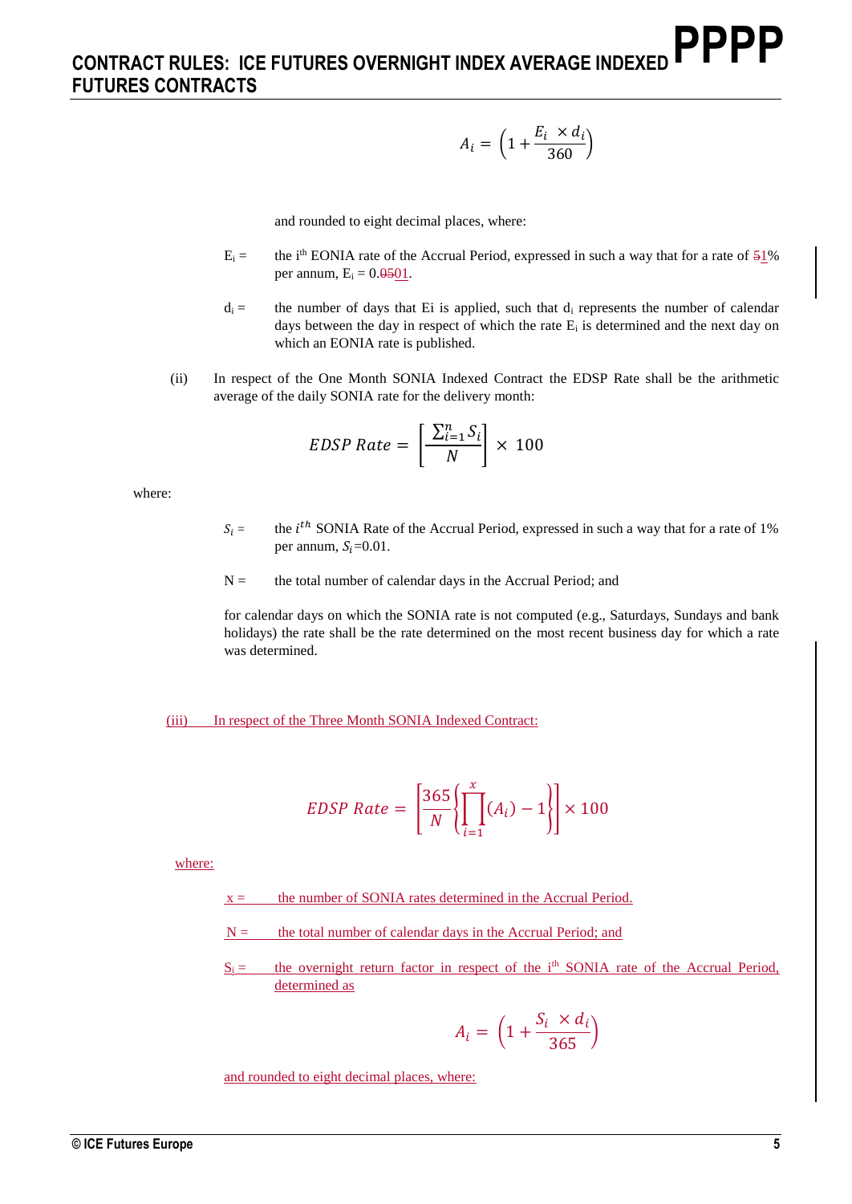$$A_i = \left(1 + \frac{E_i \times d_i}{360}\right)$$

and rounded to eight decimal places, where:

$E_i$ = the i^th EONIA rate of the Accrual Period, expressed in such a way that for a rate of ~~5~~1% per annum, $E_i$ = 0.~~05~~01.

$d_i$ = the number of days that Ei is applied, such that $d_i$ represents the number of calendar days between the day in respect of which the rate $E_i$ is determined and the next day on which an EONIA rate is published.

(ii) In respect of the One Month SONIA Indexed Contract the EDSP Rate shall be the arithmetic average of the daily SONIA rate for the delivery month:

$$EDSP\ Rate = \left[\frac{\sum_{i=1}^{n} S_i}{N}\right] \times 100$$

where:

$S_i$ = the $i^{th}$ SONIA Rate of the Accrual Period, expressed in such a way that for a rate of 1% per annum, $S_i$=0.01.

N = the total number of calendar days in the Accrual Period; and

for calendar days on which the SONIA rate is not computed (e.g., Saturdays, Sundays and bank holidays) the rate shall be the rate determined on the most recent business day for which a rate was determined.

(iii) In respect of the Three Month SONIA Indexed Contract:

$$EDSP\ Rate = \left[\frac{365}{N}\left\{\prod_{i=1}^{x}(A_i) - 1\right\}\right] \times 100$$

where:

x = the number of SONIA rates determined in the Accrual Period.

N = the total number of calendar days in the Accrual Period; and

$S_i$ = the overnight return factor in respect of the i^th SONIA rate of the Accrual Period, determined as

$$A_i = \left(1 + \frac{S_i \times d_i}{365}\right)$$

and rounded to eight decimal places, where: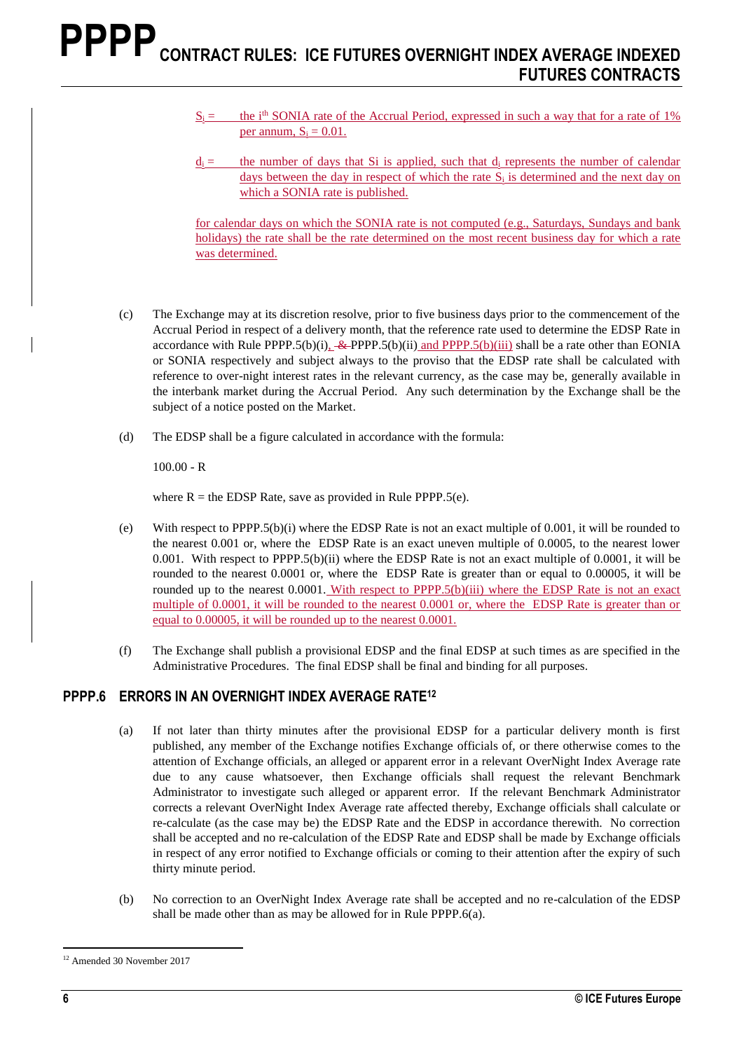$S_i$ = the $i^{th}$ SONIA rate of the Accrual Period, expressed in such a way that for a rate of 1% per annum, $S_i = 0.01$.

$d_i$ = the number of days that Si is applied, such that $d_i$ represents the number of calendar days between the day in respect of which the rate $S_i$ is determined and the next day on which a SONIA rate is published.

for calendar days on which the SONIA rate is not computed (e.g., Saturdays, Sundays and bank holidays) the rate shall be the rate determined on the most recent business day for which a rate was determined.

(c) The Exchange may at its discretion resolve, prior to five business days prior to the commencement of the Accrual Period in respect of a delivery month, that the reference rate used to determine the EDSP Rate in accordance with Rule PPPP.5(b)(i), ~~&~~ PPPP.5(b)(ii) and PPPP.5(b)(iii) shall be a rate other than EONIA or SONIA respectively and subject always to the proviso that the EDSP rate shall be calculated with reference to over-night interest rates in the relevant currency, as the case may be, generally available in the interbank market during the Accrual Period. Any such determination by the Exchange shall be the subject of a notice posted on the Market.

(d) The EDSP shall be a figure calculated in accordance with the formula:

100.00 - R

where R = the EDSP Rate, save as provided in Rule PPPP.5(e).

(e) With respect to PPPP.5(b)(i) where the EDSP Rate is not an exact multiple of 0.001, it will be rounded to the nearest 0.001 or, where the EDSP Rate is an exact uneven multiple of 0.0005, to the nearest lower 0.001. With respect to PPPP.5(b)(ii) where the EDSP Rate is not an exact multiple of 0.0001, it will be rounded to the nearest 0.0001 or, where the EDSP Rate is greater than or equal to 0.00005, it will be rounded up to the nearest 0.0001. With respect to PPPP.5(b)(iii) where the EDSP Rate is not an exact multiple of 0.0001, it will be rounded to the nearest 0.0001 or, where the EDSP Rate is greater than or equal to 0.00005, it will be rounded up to the nearest 0.0001.

(f) The Exchange shall publish a provisional EDSP and the final EDSP at such times as are specified in the Administrative Procedures. The final EDSP shall be final and binding for all purposes.

## PPPP.6 ERRORS IN AN OVERNIGHT INDEX AVERAGE RATE[12]

(a) If not later than thirty minutes after the provisional EDSP for a particular delivery month is first published, any member of the Exchange notifies Exchange officials of, or there otherwise comes to the attention of Exchange officials, an alleged or apparent error in a relevant OverNight Index Average rate due to any cause whatsoever, then Exchange officials shall request the relevant Benchmark Administrator to investigate such alleged or apparent error. If the relevant Benchmark Administrator corrects a relevant OverNight Index Average rate affected thereby, Exchange officials shall calculate or re-calculate (as the case may be) the EDSP Rate and the EDSP in accordance therewith. No correction shall be accepted and no re-calculation of the EDSP Rate and EDSP shall be made by Exchange officials in respect of any error notified to Exchange officials or coming to their attention after the expiry of such thirty minute period.

(b) No correction to an OverNight Index Average rate shall be accepted and no re-calculation of the EDSP shall be made other than as may be allowed for in Rule PPPP.6(a).

[12] Amended 30 November 2017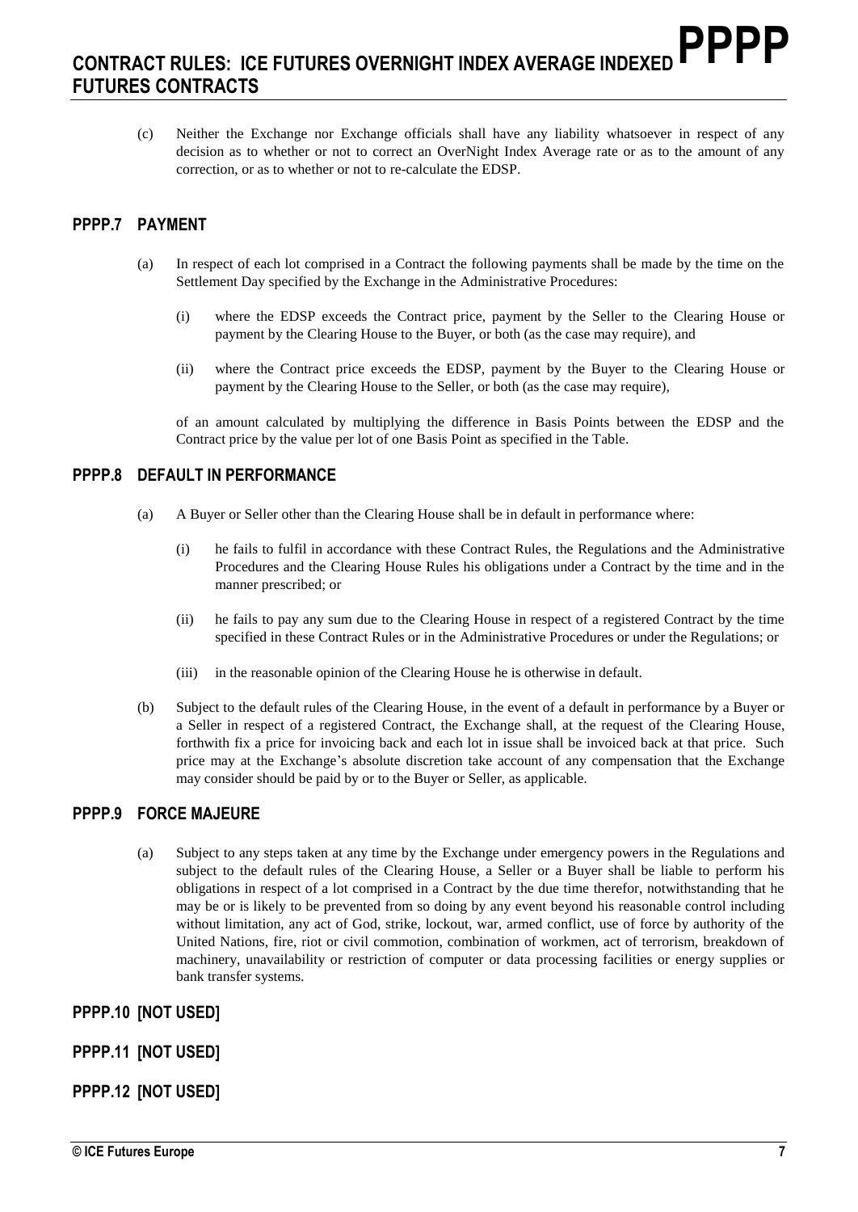(c) Neither the Exchange nor Exchange officials shall have any liability whatsoever in respect of any decision as to whether or not to correct an OverNight Index Average rate or as to the amount of any correction, or as to whether or not to re-calculate the EDSP.

## PPPP.7 PAYMENT

(a) In respect of each lot comprised in a Contract the following payments shall be made by the time on the Settlement Day specified by the Exchange in the Administrative Procedures:

(i) where the EDSP exceeds the Contract price, payment by the Seller to the Clearing House or payment by the Clearing House to the Buyer, or both (as the case may require), and

(ii) where the Contract price exceeds the EDSP, payment by the Buyer to the Clearing House or payment by the Clearing House to the Seller, or both (as the case may require),

of an amount calculated by multiplying the difference in Basis Points between the EDSP and the Contract price by the value per lot of one Basis Point as specified in the Table.

## PPPP.8 DEFAULT IN PERFORMANCE

(a) A Buyer or Seller other than the Clearing House shall be in default in performance where:

(i) he fails to fulfil in accordance with these Contract Rules, the Regulations and the Administrative Procedures and the Clearing House Rules his obligations under a Contract by the time and in the manner prescribed; or

(ii) he fails to pay any sum due to the Clearing House in respect of a registered Contract by the time specified in these Contract Rules or in the Administrative Procedures or under the Regulations; or

(iii) in the reasonable opinion of the Clearing House he is otherwise in default.

(b) Subject to the default rules of the Clearing House, in the event of a default in performance by a Buyer or a Seller in respect of a registered Contract, the Exchange shall, at the request of the Clearing House, forthwith fix a price for invoicing back and each lot in issue shall be invoiced back at that price. Such price may at the Exchange's absolute discretion take account of any compensation that the Exchange may consider should be paid by or to the Buyer or Seller, as applicable.

## PPPP.9 FORCE MAJEURE

(a) Subject to any steps taken at any time by the Exchange under emergency powers in the Regulations and subject to the default rules of the Clearing House, a Seller or a Buyer shall be liable to perform his obligations in respect of a lot comprised in a Contract by the due time therefor, notwithstanding that he may be or is likely to be prevented from so doing by any event beyond his reasonable control including without limitation, any act of God, strike, lockout, war, armed conflict, use of force by authority of the United Nations, fire, riot or civil commotion, combination of workmen, act of terrorism, breakdown of machinery, unavailability or restriction of computer or data processing facilities or energy supplies or bank transfer systems.

## PPPP.10 [NOT USED]

## PPPP.11 [NOT USED]

## PPPP.12 [NOT USED]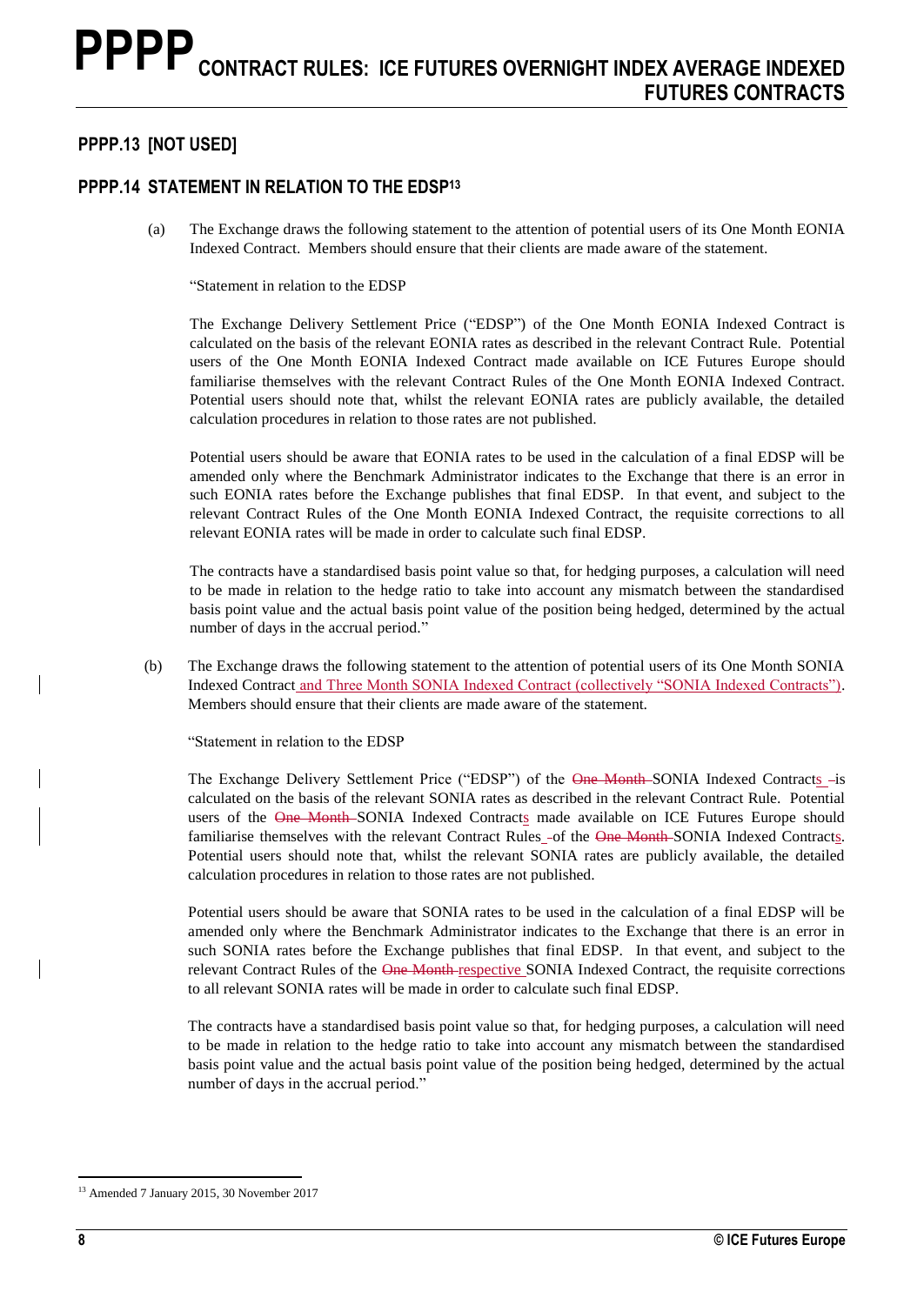## PPPP.13 [NOT USED]

## PPPP.14 STATEMENT IN RELATION TO THE EDSP[13]

(a) The Exchange draws the following statement to the attention of potential users of its One Month EONIA Indexed Contract. Members should ensure that their clients are made aware of the statement.

"Statement in relation to the EDSP

The Exchange Delivery Settlement Price ("EDSP") of the One Month EONIA Indexed Contract is calculated on the basis of the relevant EONIA rates as described in the relevant Contract Rule. Potential users of the One Month EONIA Indexed Contract made available on ICE Futures Europe should familiarise themselves with the relevant Contract Rules of the One Month EONIA Indexed Contract. Potential users should note that, whilst the relevant EONIA rates are publicly available, the detailed calculation procedures in relation to those rates are not published.

Potential users should be aware that EONIA rates to be used in the calculation of a final EDSP will be amended only where the Benchmark Administrator indicates to the Exchange that there is an error in such EONIA rates before the Exchange publishes that final EDSP. In that event, and subject to the relevant Contract Rules of the One Month EONIA Indexed Contract, the requisite corrections to all relevant EONIA rates will be made in order to calculate such final EDSP.

The contracts have a standardised basis point value so that, for hedging purposes, a calculation will need to be made in relation to the hedge ratio to take into account any mismatch between the standardised basis point value and the actual basis point value of the position being hedged, determined by the actual number of days in the accrual period."

(b) The Exchange draws the following statement to the attention of potential users of its One Month SONIA Indexed Contract and Three Month SONIA Indexed Contract (collectively "SONIA Indexed Contracts"). Members should ensure that their clients are made aware of the statement.

"Statement in relation to the EDSP

The Exchange Delivery Settlement Price ("EDSP") of the ~~One Month~~ SONIA Indexed Contracts ~~-~~is calculated on the basis of the relevant SONIA rates as described in the relevant Contract Rule. Potential users of the ~~One Month~~ SONIA Indexed Contracts made available on ICE Futures Europe should familiarise themselves with the relevant Contract Rules ~~-~~of the ~~One Month~~ SONIA Indexed Contracts. Potential users should note that, whilst the relevant SONIA rates are publicly available, the detailed calculation procedures in relation to those rates are not published.

Potential users should be aware that SONIA rates to be used in the calculation of a final EDSP will be amended only where the Benchmark Administrator indicates to the Exchange that there is an error in such SONIA rates before the Exchange publishes that final EDSP. In that event, and subject to the relevant Contract Rules of the ~~One Month~~ respective SONIA Indexed Contract, the requisite corrections to all relevant SONIA rates will be made in order to calculate such final EDSP.

The contracts have a standardised basis point value so that, for hedging purposes, a calculation will need to be made in relation to the hedge ratio to take into account any mismatch between the standardised basis point value and the actual basis point value of the position being hedged, determined by the actual number of days in the accrual period."

[13] Amended 7 January 2015, 30 November 2017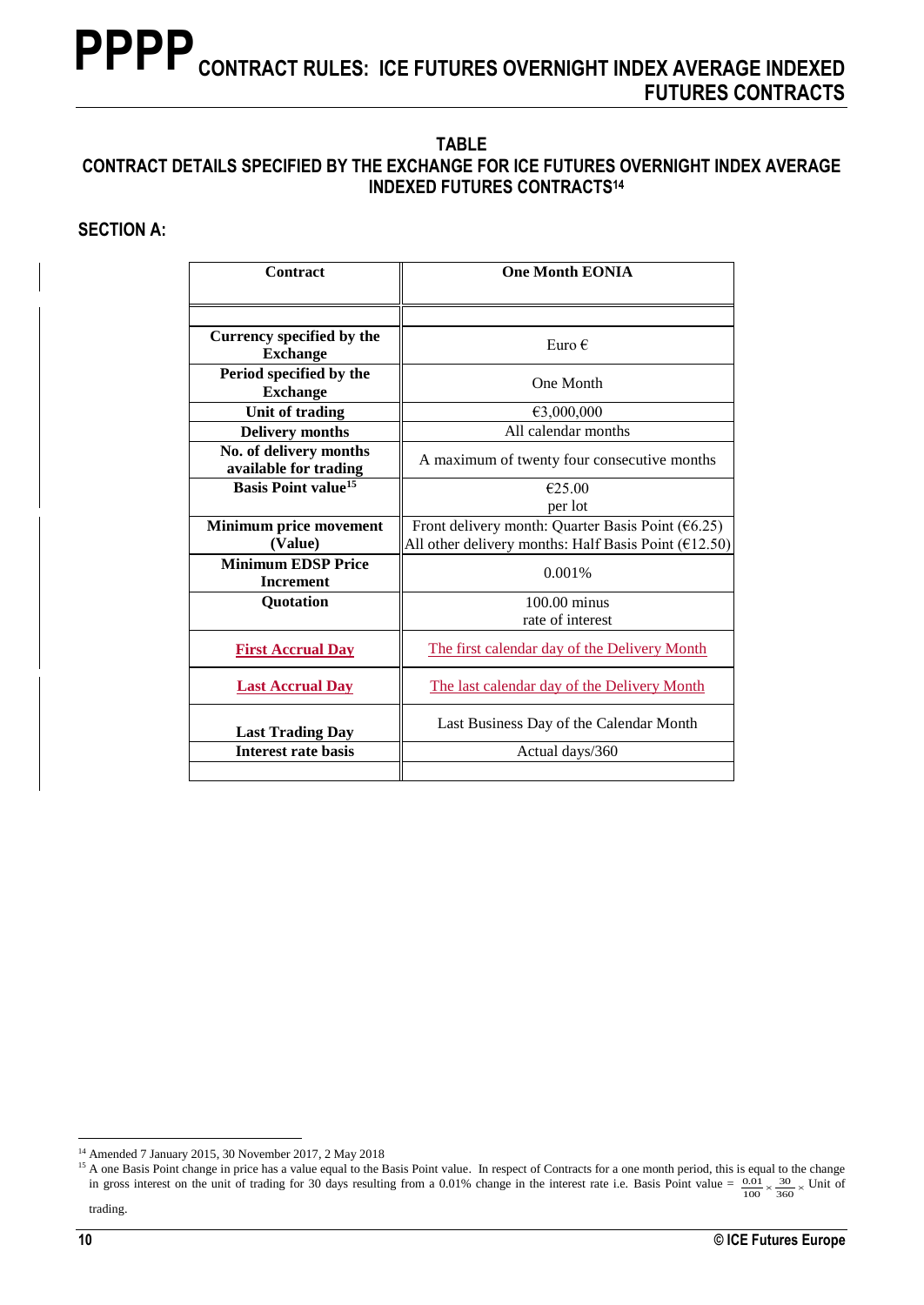# PPPP CONTRACT RULES: ICE FUTURES OVERNIGHT INDEX AVERAGE INDEXED FUTURES CONTRACTS

## TABLE
## CONTRACT DETAILS SPECIFIED BY THE EXCHANGE FOR ICE FUTURES OVERNIGHT INDEX AVERAGE INDEXED FUTURES CONTRACTS[14]

### SECTION A:

| Contract | One Month EONIA |
|---|---|
| | |
| Currency specified by the Exchange | Euro € |
| Period specified by the Exchange | One Month |
| Unit of trading | €3,000,000 |
| Delivery months | All calendar months |
| No. of delivery months available for trading | A maximum of twenty four consecutive months |
| Basis Point value[15] | €25.00 per lot |
| Minimum price movement (Value) | Front delivery month: Quarter Basis Point (€6.25)<br>All other delivery months: Half Basis Point (€12.50) |
| Minimum EDSP Price Increment | 0.001% |
| Quotation | 100.00 minus rate of interest |
| First Accrual Day | The first calendar day of the Delivery Month |
| Last Accrual Day | The last calendar day of the Delivery Month |
| Last Trading Day | Last Business Day of the Calendar Month |
| Interest rate basis | Actual days/360 |
| | |

---

[14] Amended 7 January 2015, 30 November 2017, 2 May 2018

[15] A one Basis Point change in price has a value equal to the Basis Point value. In respect of Contracts for a one month period, this is equal to the change in gross interest on the unit of trading for 30 days resulting from a 0.01% change in the interest rate i.e. Basis Point value = $\frac{0.01}{100} \times \frac{30}{360} \times$ Unit of trading.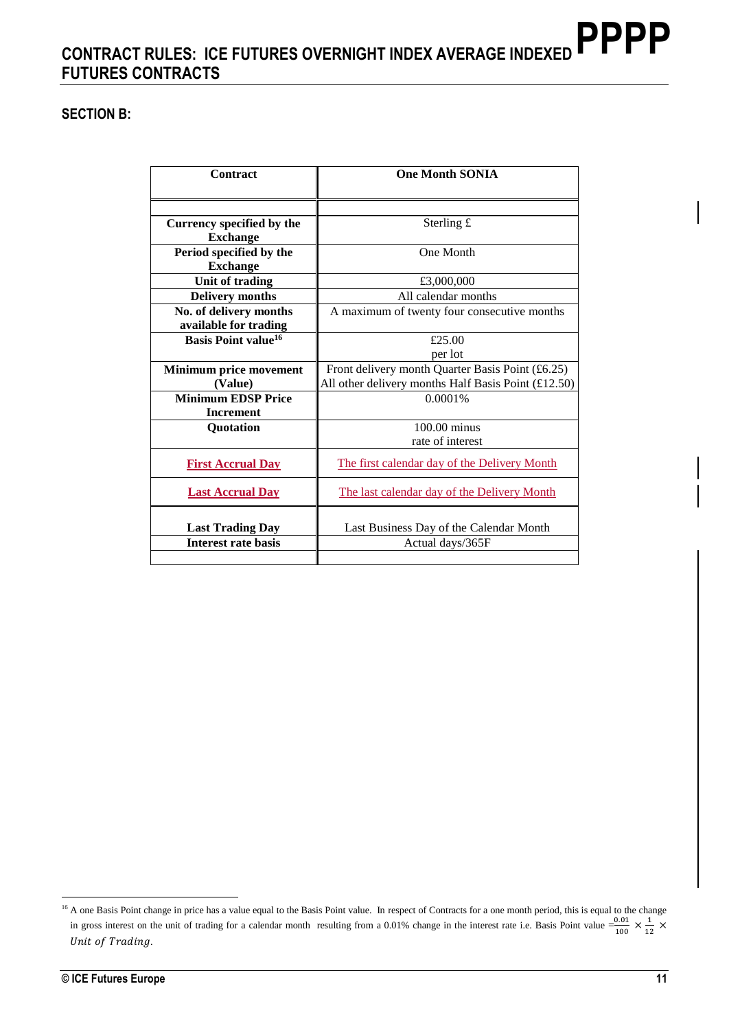## SECTION B:

| Contract | One Month SONIA |
|---|---|
| | |
| **Currency specified by the Exchange** | Sterling £ |
| **Period specified by the Exchange** | One Month |
| **Unit of trading** | £3,000,000 |
| **Delivery months** | All calendar months |
| **No. of delivery months available for trading** | A maximum of twenty four consecutive months |
| **Basis Point value**[16] | £25.00 per lot |
| **Minimum price movement (Value)** | Front delivery month Quarter Basis Point (£6.25) All other delivery months Half Basis Point (£12.50) |
| **Minimum EDSP Price Increment** | 0.0001% |
| **Quotation** | 100.00 minus rate of interest |
| **First Accrual Day** | The first calendar day of the Delivery Month |
| **Last Accrual Day** | The last calendar day of the Delivery Month |
| **Last Trading Day** | Last Business Day of the Calendar Month |
| **Interest rate basis** | Actual days/365F |
| | |

[16] A one Basis Point change in price has a value equal to the Basis Point value. In respect of Contracts for a one month period, this is equal to the change in gross interest on the unit of trading for a calendar month resulting from a 0.01% change in the interest rate i.e. Basis Point value $= \frac{0.01}{100} \times \frac{1}{12} \times Unit\ of\ Trading$.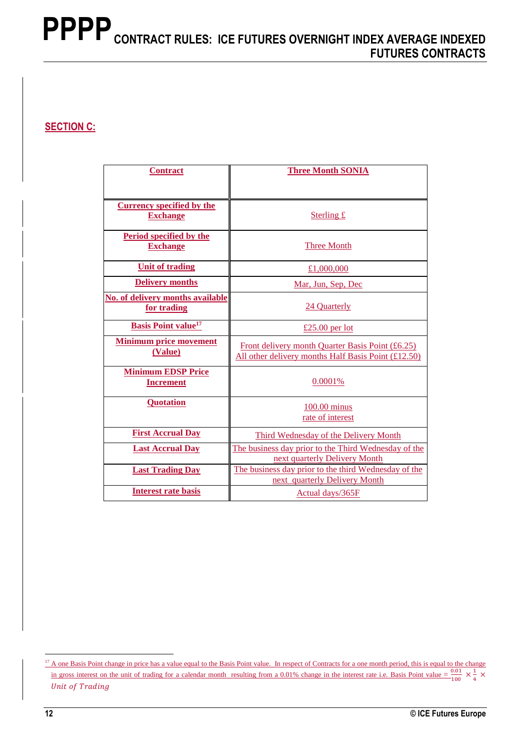## SECTION C:

| **Contract** | **Three Month SONIA** |
|---|---|
| **Currency specified by the Exchange** | Sterling £ |
| **Period specified by the Exchange** | Three Month |
| **Unit of trading** | £1,000,000 |
| **Delivery months** | Mar, Jun, Sep, Dec |
| **No. of delivery months available for trading** | 24 Quarterly |
| **Basis Point value**[17] | £25.00 per lot |
| **Minimum price movement (Value)** | Front delivery month Quarter Basis Point (£6.25)<br>All other delivery months Half Basis Point (£12.50) |
| **Minimum EDSP Price Increment** | 0.0001% |
| **Quotation** | 100.00 minus rate of interest |
| **First Accrual Day** | Third Wednesday of the Delivery Month |
| **Last Accrual Day** | The business day prior to the Third Wednesday of the next quarterly Delivery Month |
| **Last Trading Day** | The business day prior to the third Wednesday of the next quarterly Delivery Month |
| **Interest rate basis** | Actual days/365F |

[17] A one Basis Point change in price has a value equal to the Basis Point value. In respect of Contracts for a one month period, this is equal to the change in gross interest on the unit of trading for a calendar month resulting from a 0.01% change in the interest rate i.e. Basis Point value = $\frac{0.01}{100} \times \frac{1}{4} \times$ *Unit of Trading*